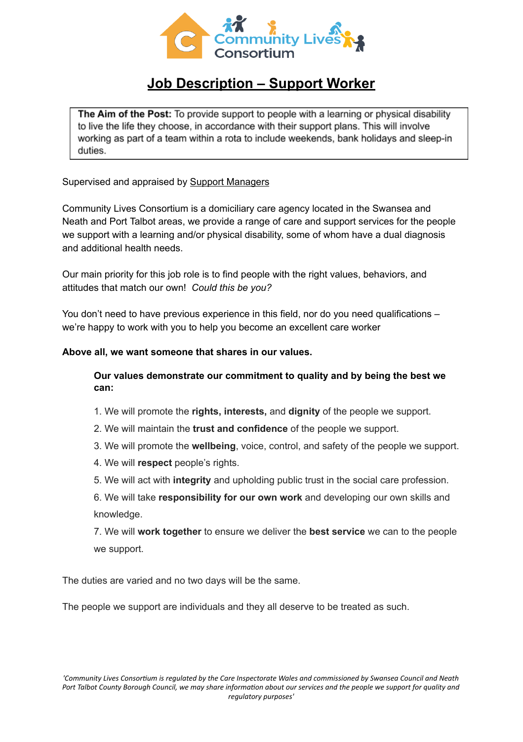Community Lives Consortium

# Job Description – Support Worker

**The Aim of the Post:** To provide support to people with a learning or physical disability to live the life they choose, in accordance with their support plans. This will involve working as part of a team within a rota to include weekends, bank holidays and sleep-in duties.

Supervised and appraised by Support Managers

Community Lives Consortium is a domiciliary care agency located in the Swansea and Neath and Port Talbot areas, we provide a range of care and support services for the people we support with a learning and/or physical disability, some of whom have a dual diagnosis and additional health needs.

Our main priority for this job role is to find people with the right values, behaviors, and attitudes that match our own! *Could this be you?*

You don't need to have previous experience in this field, nor do you need qualifications – we're happy to work with you to help you become an excellent care worker

**Above all, we want someone that shares in our values.**

**Our values demonstrate our commitment to quality and by being the best we can:**

1. We will promote the **rights, interests,** and **dignity** of the people we support.
2. We will maintain the **trust and confidence** of the people we support.
3. We will promote the **wellbeing**, voice, control, and safety of the people we support.
4. We will **respect** people's rights.
5. We will act with **integrity** and upholding public trust in the social care profession.
6. We will take **responsibility for our own work** and developing our own skills and knowledge.
7. We will **work together** to ensure we deliver the **best service** we can to the people we support.

The duties are varied and no two days will be the same.

The people we support are individuals and they all deserve to be treated as such.

*'Community Lives Consortium is regulated by the Care Inspectorate Wales and commissioned by Swansea Council and Neath Port Talbot County Borough Council, we may share information about our services and the people we support for quality and regulatory purposes'*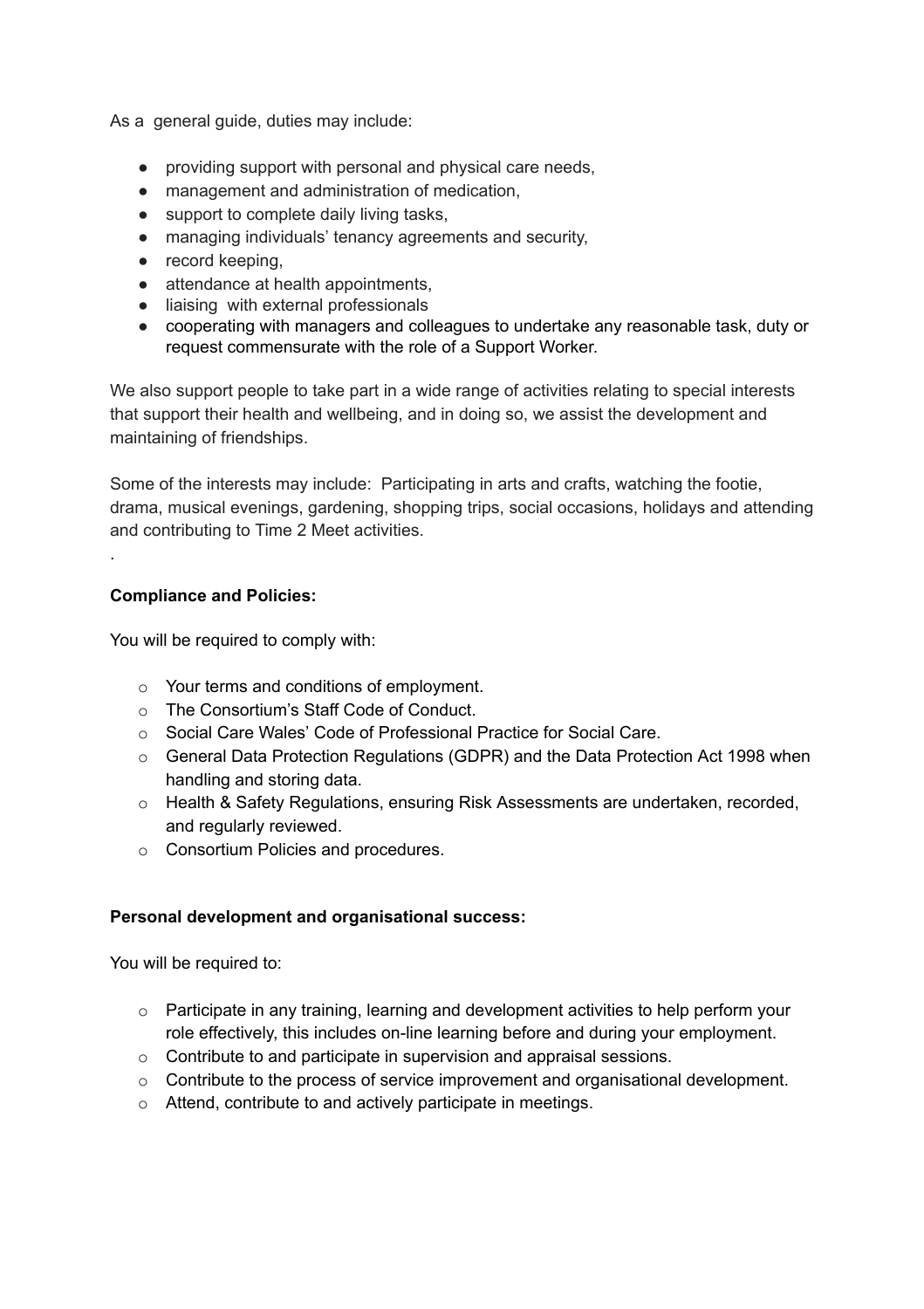As a general guide, duties may include:

- providing support with personal and physical care needs,
- management and administration of medication,
- support to complete daily living tasks,
- managing individuals' tenancy agreements and security,
- record keeping,
- attendance at health appointments,
- liaising with external professionals
- cooperating with managers and colleagues to undertake any reasonable task, duty or request commensurate with the role of a Support Worker.

We also support people to take part in a wide range of activities relating to special interests that support their health and wellbeing, and in doing so, we assist the development and maintaining of friendships.

Some of the interests may include: Participating in arts and crafts, watching the footie, drama, musical evenings, gardening, shopping trips, social occasions, holidays and attending and contributing to Time 2 Meet activities.

.

**Compliance and Policies:**

You will be required to comply with:

- Your terms and conditions of employment.
- The Consortium's Staff Code of Conduct.
- Social Care Wales' Code of Professional Practice for Social Care.
- General Data Protection Regulations (GDPR) and the Data Protection Act 1998 when handling and storing data.
- Health & Safety Regulations, ensuring Risk Assessments are undertaken, recorded, and regularly reviewed.
- Consortium Policies and procedures.

**Personal development and organisational success:**

You will be required to:

- Participate in any training, learning and development activities to help perform your role effectively, this includes on-line learning before and during your employment.
- Contribute to and participate in supervision and appraisal sessions.
- Contribute to the process of service improvement and organisational development.
- Attend, contribute to and actively participate in meetings.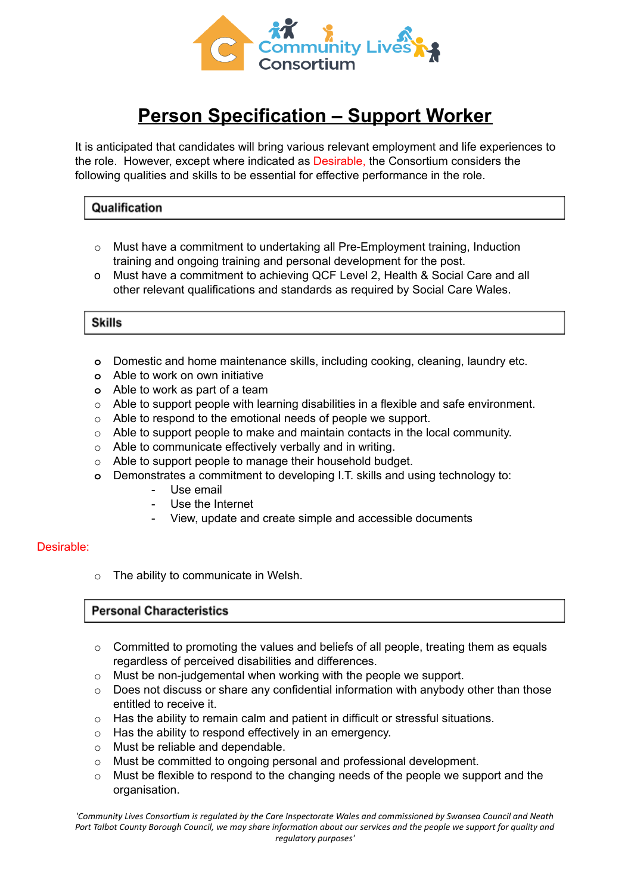# Person Specification – Support Worker

It is anticipated that candidates will bring various relevant employment and life experiences to the role. However, except where indicated as Desirable, the Consortium considers the following qualities and skills to be essential for effective performance in the role.

## Qualification

- Must have a commitment to undertaking all Pre-Employment training, Induction training and ongoing training and personal development for the post.
- Must have a commitment to achieving QCF Level 2, Health & Social Care and all other relevant qualifications and standards as required by Social Care Wales.

## Skills

- Domestic and home maintenance skills, including cooking, cleaning, laundry etc.
- Able to work on own initiative
- Able to work as part of a team
- Able to support people with learning disabilities in a flexible and safe environment.
- Able to respond to the emotional needs of people we support.
- Able to support people to make and maintain contacts in the local community.
- Able to communicate effectively verbally and in writing.
- Able to support people to manage their household budget.
- Demonstrates a commitment to developing I.T. skills and using technology to:
  - Use email
  - Use the Internet
  - View, update and create simple and accessible documents

Desirable:

- The ability to communicate in Welsh.

## Personal Characteristics

- Committed to promoting the values and beliefs of all people, treating them as equals regardless of perceived disabilities and differences.
- Must be non-judgemental when working with the people we support.
- Does not discuss or share any confidential information with anybody other than those entitled to receive it.
- Has the ability to remain calm and patient in difficult or stressful situations.
- Has the ability to respond effectively in an emergency.
- Must be reliable and dependable.
- Must be committed to ongoing personal and professional development.
- Must be flexible to respond to the changing needs of the people we support and the organisation.

*'Community Lives Consortium is regulated by the Care Inspectorate Wales and commissioned by Swansea Council and Neath Port Talbot County Borough Council, we may share information about our services and the people we support for quality and regulatory purposes'*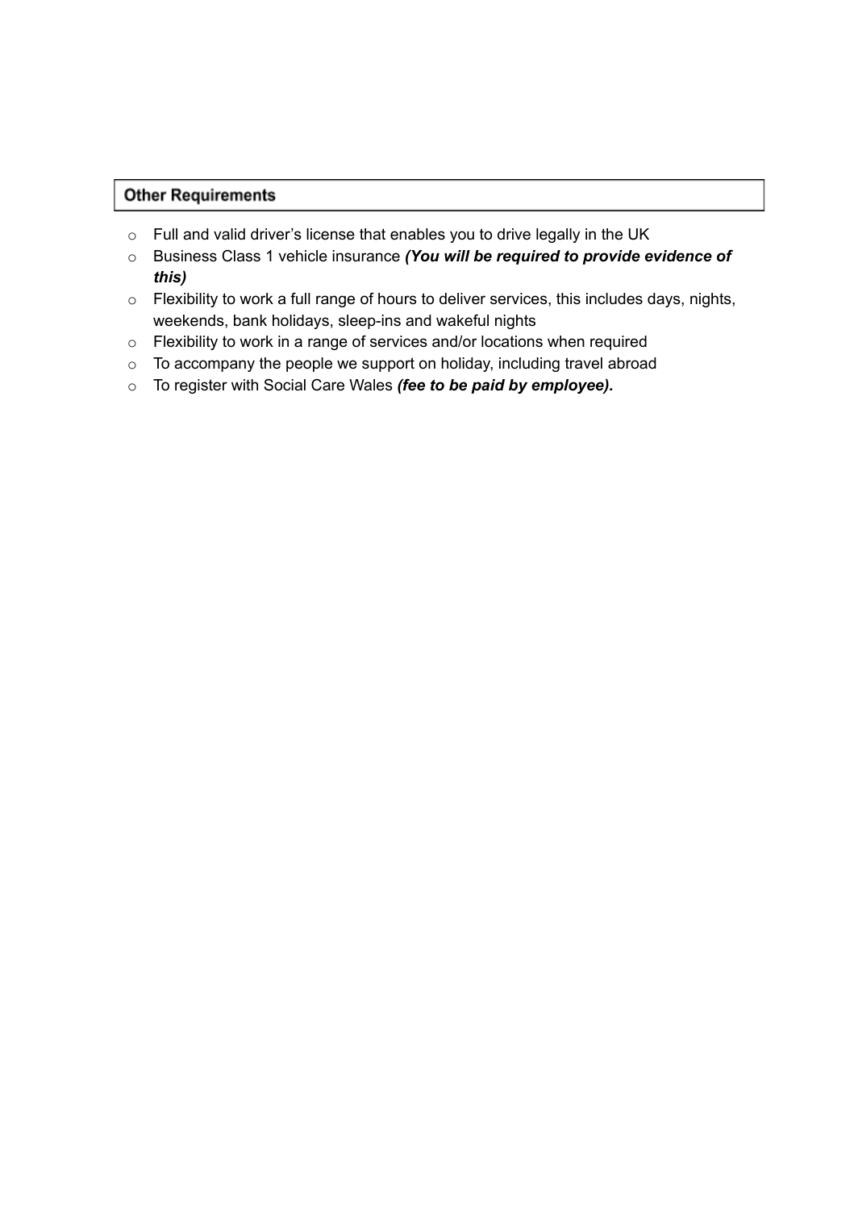## Other Requirements

- Full and valid driver's license that enables you to drive legally in the UK
- Business Class 1 vehicle insurance ***(You will be required to provide evidence of this)***
- Flexibility to work a full range of hours to deliver services, this includes days, nights, weekends, bank holidays, sleep-ins and wakeful nights
- Flexibility to work in a range of services and/or locations when required
- To accompany the people we support on holiday, including travel abroad
- To register with Social Care Wales ***(fee to be paid by employee).***